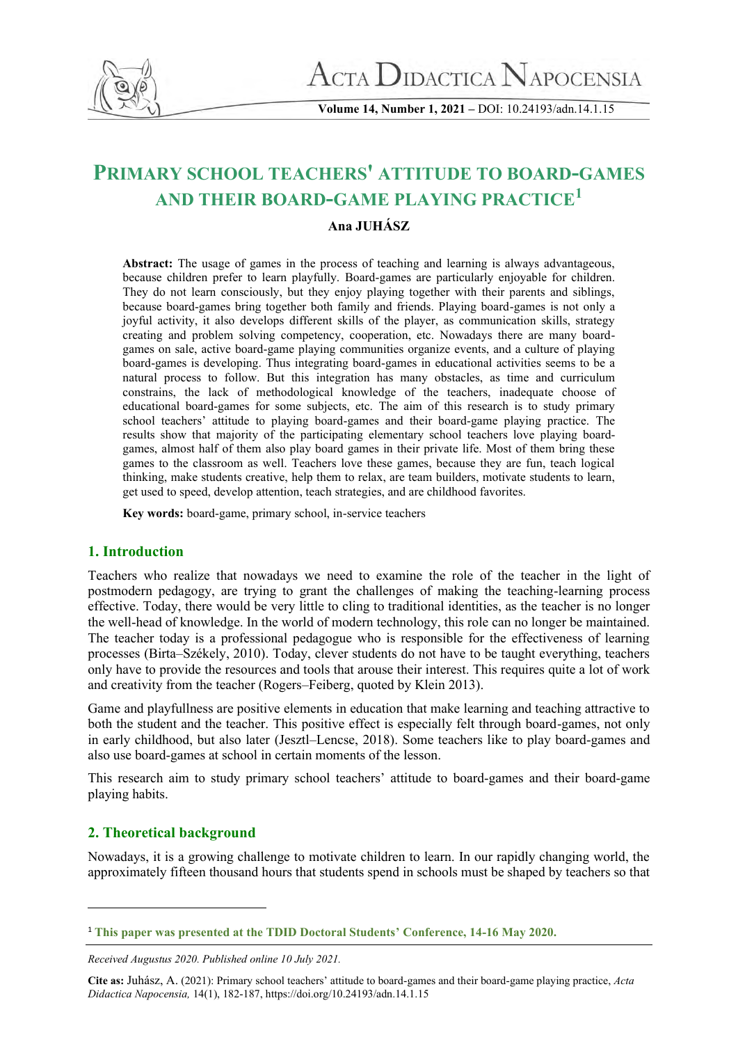# PRIMARY SCHOOL TEACHERS' ATTITUDE TO BOARD-GAMES AND THEIR BOARD-GAME PLAYING PRACTICE[1]

**Ana JUHÁSZ**

> **Abstract:** The usage of games in the process of teaching and learning is always advantageous, because children prefer to learn playfully. Board-games are particularly enjoyable for children. They do not learn consciously, but they enjoy playing together with their parents and siblings, because board-games bring together both family and friends. Playing board-games is not only a joyful activity, it also develops different skills of the player, as communication skills, strategy creating and problem solving competency, cooperation, etc. Nowadays there are many board-games on sale, active board-game playing communities organize events, and a culture of playing board-games is developing. Thus integrating board-games in educational activities seems to be a natural process to follow. But this integration has many obstacles, as time and curriculum constrains, the lack of methodological knowledge of the teachers, inadequate choose of educational board-games for some subjects, etc. The aim of this research is to study primary school teachers' attitude to playing board-games and their board-game playing practice. The results show that majority of the participating elementary school teachers love playing board-games, almost half of them also play board games in their private life. Most of them bring these games to the classroom as well. Teachers love these games, because they are fun, teach logical thinking, make students creative, help them to relax, are team builders, motivate students to learn, get used to speed, develop attention, teach strategies, and are childhood favorites.
>
> **Key words:** board-game, primary school, in-service teachers

## 1. Introduction

Teachers who realize that nowadays we need to examine the role of the teacher in the light of postmodern pedagogy, are trying to grant the challenges of making the teaching-learning process effective. Today, there would be very little to cling to traditional identities, as the teacher is no longer the well-head of knowledge. In the world of modern technology, this role can no longer be maintained. The teacher today is a professional pedagogue who is responsible for the effectiveness of learning processes (Birta–Székely, 2010). Today, clever students do not have to be taught everything, teachers only have to provide the resources and tools that arouse their interest. This requires quite a lot of work and creativity from the teacher (Rogers–Feiberg, quoted by Klein 2013).

Game and playfullness are positive elements in education that make learning and teaching attractive to both the student and the teacher. This positive effect is especially felt through board-games, not only in early childhood, but also later (Jesztl–Lencse, 2018). Some teachers like to play board-games and also use board-games at school in certain moments of the lesson.

This research aim to study primary school teachers' attitude to board-games and their board-game playing habits.

## 2. Theoretical background

Nowadays, it is a growing challenge to motivate children to learn. In our rapidly changing world, the approximately fifteen thousand hours that students spend in schools must be shaped by teachers so that

---

[1] **This paper was presented at the TDID Doctoral Students' Conference, 14-16 May 2020.**

*Received Augustus 2020. Published online 10 July 2021.*

**Cite as:** Juhász, A. (2021): Primary school teachers' attitude to board-games and their board-game playing practice, *Acta Didactica Napocensia,* 14(1), 182-187, https://doi.org/10.24193/adn.14.1.15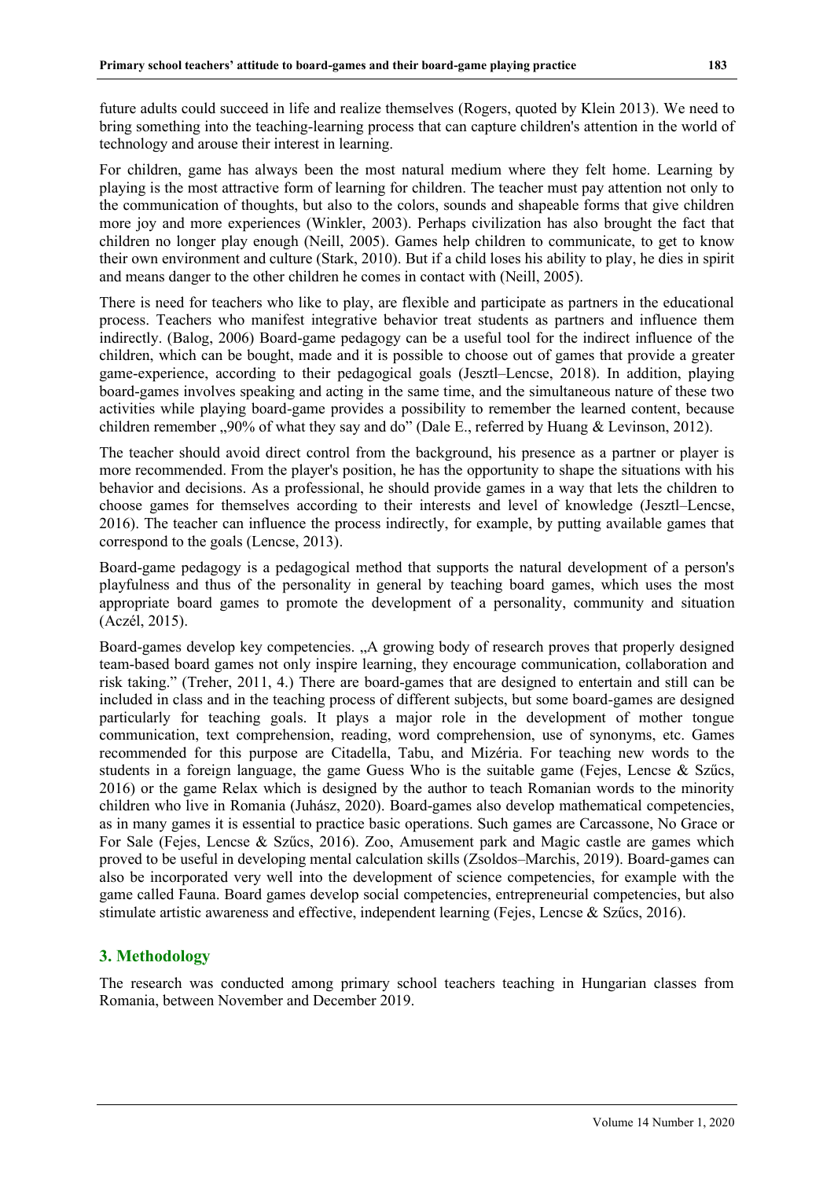future adults could succeed in life and realize themselves (Rogers, quoted by Klein 2013). We need to bring something into the teaching-learning process that can capture children's attention in the world of technology and arouse their interest in learning.

For children, game has always been the most natural medium where they felt home. Learning by playing is the most attractive form of learning for children. The teacher must pay attention not only to the communication of thoughts, but also to the colors, sounds and shapeable forms that give children more joy and more experiences (Winkler, 2003). Perhaps civilization has also brought the fact that children no longer play enough (Neill, 2005). Games help children to communicate, to get to know their own environment and culture (Stark, 2010). But if a child loses his ability to play, he dies in spirit and means danger to the other children he comes in contact with (Neill, 2005).

There is need for teachers who like to play, are flexible and participate as partners in the educational process. Teachers who manifest integrative behavior treat students as partners and influence them indirectly. (Balog, 2006) Board-game pedagogy can be a useful tool for the indirect influence of the children, which can be bought, made and it is possible to choose out of games that provide a greater game-experience, according to their pedagogical goals (Jesztl–Lencse, 2018). In addition, playing board-games involves speaking and acting in the same time, and the simultaneous nature of these two activities while playing board-game provides a possibility to remember the learned content, because children remember „90% of what they say and do" (Dale E., referred by Huang & Levinson, 2012).

The teacher should avoid direct control from the background, his presence as a partner or player is more recommended. From the player's position, he has the opportunity to shape the situations with his behavior and decisions. As a professional, he should provide games in a way that lets the children to choose games for themselves according to their interests and level of knowledge (Jesztl–Lencse, 2016). The teacher can influence the process indirectly, for example, by putting available games that correspond to the goals (Lencse, 2013).

Board-game pedagogy is a pedagogical method that supports the natural development of a person's playfulness and thus of the personality in general by teaching board games, which uses the most appropriate board games to promote the development of a personality, community and situation (Aczél, 2015).

Board-games develop key competencies. „A growing body of research proves that properly designed team-based board games not only inspire learning, they encourage communication, collaboration and risk taking." (Treher, 2011, 4.) There are board-games that are designed to entertain and still can be included in class and in the teaching process of different subjects, but some board-games are designed particularly for teaching goals. It plays a major role in the development of mother tongue communication, text comprehension, reading, word comprehension, use of synonyms, etc. Games recommended for this purpose are Citadella, Tabu, and Mizéria. For teaching new words to the students in a foreign language, the game Guess Who is the suitable game (Fejes, Lencse & Szűcs, 2016) or the game Relax which is designed by the author to teach Romanian words to the minority children who live in Romania (Juhász, 2020). Board-games also develop mathematical competencies, as in many games it is essential to practice basic operations. Such games are Carcassone, No Grace or For Sale (Fejes, Lencse & Szűcs, 2016). Zoo, Amusement park and Magic castle are games which proved to be useful in developing mental calculation skills (Zsoldos–Marchis, 2019). Board-games can also be incorporated very well into the development of science competencies, for example with the game called Fauna. Board games develop social competencies, entrepreneurial competencies, but also stimulate artistic awareness and effective, independent learning (Fejes, Lencse & Szűcs, 2016).

## 3. Methodology

The research was conducted among primary school teachers teaching in Hungarian classes from Romania, between November and December 2019.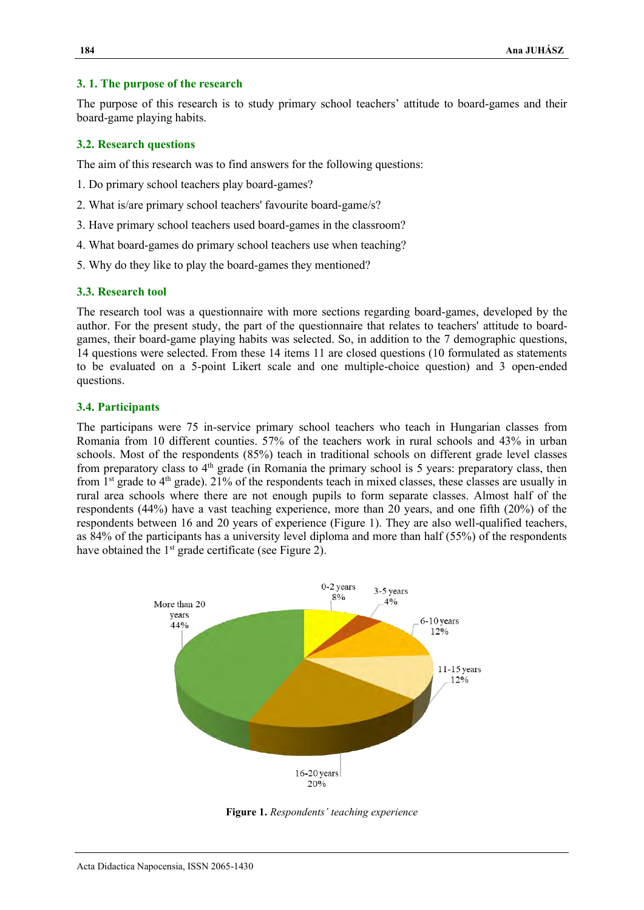### 3. 1. The purpose of the research

The purpose of this research is to study primary school teachers' attitude to board-games and their board-game playing habits.

### 3.2. Research questions

The aim of this research was to find answers for the following questions:

1. Do primary school teachers play board-games?
2. What is/are primary school teachers' favourite board-game/s?
3. Have primary school teachers used board-games in the classroom?
4. What board-games do primary school teachers use when teaching?
5. Why do they like to play the board-games they mentioned?

### 3.3. Research tool

The research tool was a questionnaire with more sections regarding board-games, developed by the author. For the present study, the part of the questionnaire that relates to teachers' attitude to board-games, their board-game playing habits was selected. So, in addition to the 7 demographic questions, 14 questions were selected. From these 14 items 11 are closed questions (10 formulated as statements to be evaluated on a 5-point Likert scale and one multiple-choice question) and 3 open-ended questions.

### 3.4. Participants

The participans were 75 in-service primary school teachers who teach in Hungarian classes from Romania from 10 different counties. 57% of the teachers work in rural schools and 43% in urban schools. Most of the respondents (85%) teach in traditional schools on different grade level classes from preparatory class to 4th grade (in Romania the primary school is 5 years: preparatory class, then from 1st grade to 4th grade). 21% of the respondents teach in mixed classes, these classes are usually in rural area schools where there are not enough pupils to form separate classes. Almost half of the respondents (44%) have a vast teaching experience, more than 20 years, and one fifth (20%) of the respondents between 16 and 20 years of experience (Figure 1). They are also well-qualified teachers, as 84% of the participants has a university level diploma and more than half (55%) of the respondents have obtained the 1st grade certificate (see Figure 2).

| Teaching experience | Percentage |
| --- | --- |
| 0-2 years | 8% |
| 3-5 years | 4% |
| 6-10 years | 12% |
| 11-15 years | 12% |
| 16-20 years | 20% |
| More than 20 years | 44% |

**Figure 1.** *Respondents' teaching experience*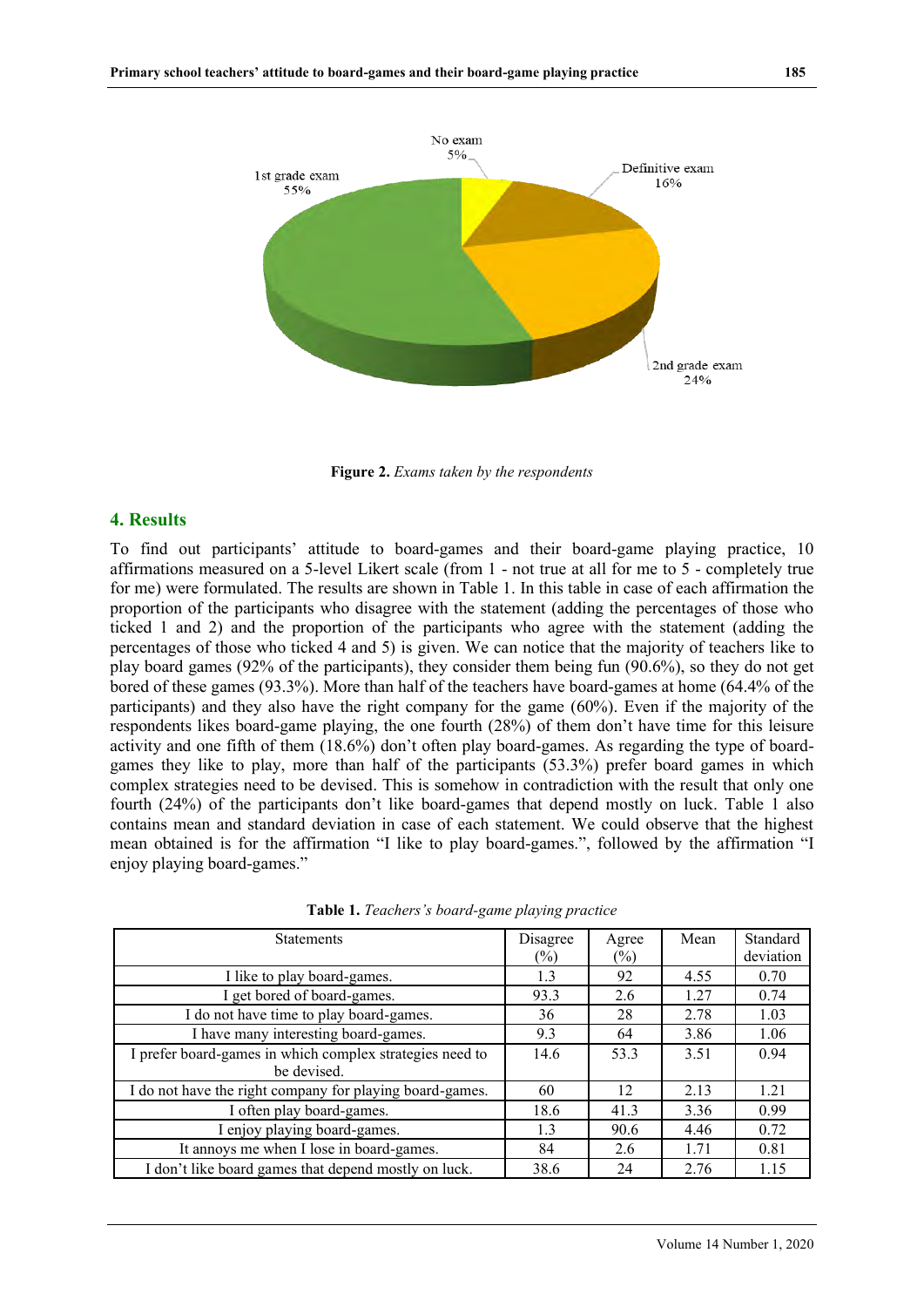Figure 2. *Exams taken by the respondents*

## 4. Results

To find out participants' attitude to board-games and their board-game playing practice, 10 affirmations measured on a 5-level Likert scale (from 1 - not true at all for me to 5 - completely true for me) were formulated. The results are shown in Table 1. In this table in case of each affirmation the proportion of the participants who disagree with the statement (adding the percentages of those who ticked 1 and 2) and the proportion of the participants who agree with the statement (adding the percentages of those who ticked 4 and 5) is given. We can notice that the majority of teachers like to play board games (92% of the participants), they consider them being fun (90.6%), so they do not get bored of these games (93.3%). More than half of the teachers have board-games at home (64.4% of the participants) and they also have the right company for the game (60%). Even if the majority of the respondents likes board-game playing, the one fourth (28%) of them don't have time for this leisure activity and one fifth of them (18.6%) don't often play board-games. As regarding the type of board-games they like to play, more than half of the participants (53.3%) prefer board games in which complex strategies need to be devised. This is somehow in contradiction with the result that only one fourth (24%) of the participants don't like board-games that depend mostly on luck. Table 1 also contains mean and standard deviation in case of each statement. We could observe that the highest mean obtained is for the affirmation "I like to play board-games.", followed by the affirmation "I enjoy playing board-games."

**Table 1.** *Teachers's board-game playing practice*

| Statements | Disagree (%) | Agree (%) | Mean | Standard deviation |
|---|---|---|---|---|
| I like to play board-games. | 1.3 | 92 | 4.55 | 0.70 |
| I get bored of board-games. | 93.3 | 2.6 | 1.27 | 0.74 |
| I do not have time to play board-games. | 36 | 28 | 2.78 | 1.03 |
| I have many interesting board-games. | 9.3 | 64 | 3.86 | 1.06 |
| I prefer board-games in which complex strategies need to be devised. | 14.6 | 53.3 | 3.51 | 0.94 |
| I do not have the right company for playing board-games. | 60 | 12 | 2.13 | 1.21 |
| I often play board-games. | 18.6 | 41.3 | 3.36 | 0.99 |
| I enjoy playing board-games. | 1.3 | 90.6 | 4.46 | 0.72 |
| It annoys me when I lose in board-games. | 84 | 2.6 | 1.71 | 0.81 |
| I don't like board games that depend mostly on luck. | 38.6 | 24 | 2.76 | 1.15 |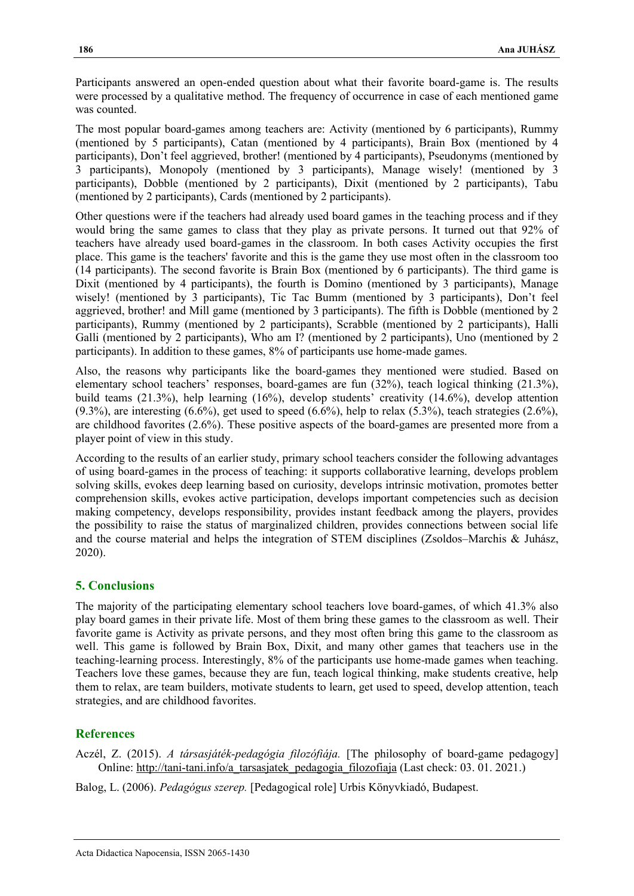Participants answered an open-ended question about what their favorite board-game is. The results were processed by a qualitative method. The frequency of occurrence in case of each mentioned game was counted.

The most popular board-games among teachers are: Activity (mentioned by 6 participants), Rummy (mentioned by 5 participants), Catan (mentioned by 4 participants), Brain Box (mentioned by 4 participants), Don't feel aggrieved, brother! (mentioned by 4 participants), Pseudonyms (mentioned by 3 participants), Monopoly (mentioned by 3 participants), Manage wisely! (mentioned by 3 participants), Dobble (mentioned by 2 participants), Dixit (mentioned by 2 participants), Tabu (mentioned by 2 participants), Cards (mentioned by 2 participants).

Other questions were if the teachers had already used board games in the teaching process and if they would bring the same games to class that they play as private persons. It turned out that 92% of teachers have already used board-games in the classroom. In both cases Activity occupies the first place. This game is the teachers' favorite and this is the game they use most often in the classroom too (14 participants). The second favorite is Brain Box (mentioned by 6 participants). The third game is Dixit (mentioned by 4 participants), the fourth is Domino (mentioned by 3 participants), Manage wisely! (mentioned by 3 participants), Tic Tac Bumm (mentioned by 3 participants), Don't feel aggrieved, brother! and Mill game (mentioned by 3 participants). The fifth is Dobble (mentioned by 2 participants), Rummy (mentioned by 2 participants), Scrabble (mentioned by 2 participants), Halli Galli (mentioned by 2 participants), Who am I? (mentioned by 2 participants), Uno (mentioned by 2 participants). In addition to these games, 8% of participants use home-made games.

Also, the reasons why participants like the board-games they mentioned were studied. Based on elementary school teachers' responses, board-games are fun (32%), teach logical thinking (21.3%), build teams (21.3%), help learning (16%), develop students' creativity (14.6%), develop attention (9.3%), are interesting (6.6%), get used to speed (6.6%), help to relax (5.3%), teach strategies (2.6%), are childhood favorites (2.6%). These positive aspects of the board-games are presented more from a player point of view in this study.

According to the results of an earlier study, primary school teachers consider the following advantages of using board-games in the process of teaching: it supports collaborative learning, develops problem solving skills, evokes deep learning based on curiosity, develops intrinsic motivation, promotes better comprehension skills, evokes active participation, develops important competencies such as decision making competency, develops responsibility, provides instant feedback among the players, provides the possibility to raise the status of marginalized children, provides connections between social life and the course material and helps the integration of STEM disciplines (Zsoldos–Marchis & Juhász, 2020).

## 5. Conclusions

The majority of the participating elementary school teachers love board-games, of which 41.3% also play board games in their private life. Most of them bring these games to the classroom as well. Their favorite game is Activity as private persons, and they most often bring this game to the classroom as well. This game is followed by Brain Box, Dixit, and many other games that teachers use in the teaching-learning process. Interestingly, 8% of the participants use home-made games when teaching. Teachers love these games, because they are fun, teach logical thinking, make students creative, help them to relax, are team builders, motivate students to learn, get used to speed, develop attention, teach strategies, and are childhood favorites.

## References

Aczél, Z. (2015). *A társasjáték-pedagógia filozófiája.* [The philosophy of board-game pedagogy] Online: http://tani-tani.info/a_tarsasjatek_pedagogia_filozofiaja (Last check: 03. 01. 2021.)

Balog, L. (2006). *Pedagógus szerep.* [Pedagogical role] Urbis Könyvkiadó, Budapest.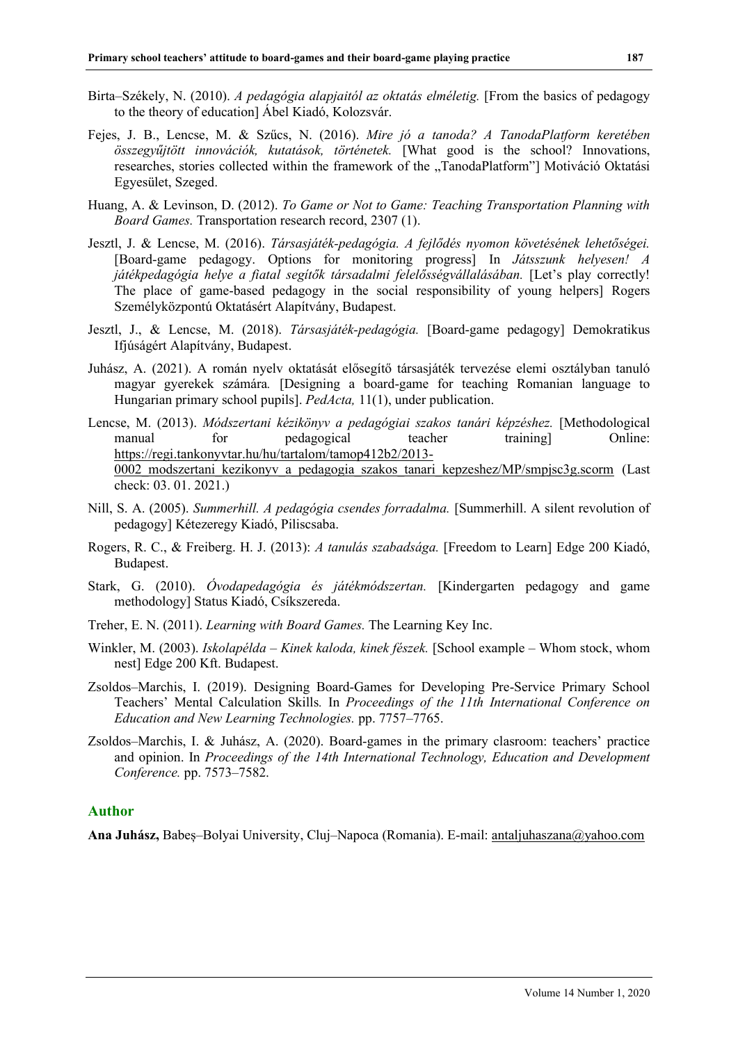Birta–Székely, N. (2010). *A pedagógia alapjaitól az oktatás elméletig.* [From the basics of pedagogy to the theory of education] Ábel Kiadó, Kolozsvár.

Fejes, J. B., Lencse, M. & Szűcs, N. (2016). *Mire jó a tanoda? A TanodaPlatform keretében összegyűjtött innovációk, kutatások, történetek.* [What good is the school? Innovations, researches, stories collected within the framework of the „TanodaPlatform"] Motiváció Oktatási Egyesület, Szeged.

Huang, A. & Levinson, D. (2012). *To Game or Not to Game: Teaching Transportation Planning with Board Games.* Transportation research record, 2307 (1).

Jesztl, J. & Lencse, M. (2016). *Társasjáték-pedagógia. A fejlődés nyomon követésének lehetőségei.* [Board-game pedagogy. Options for monitoring progress] In *Játsszunk helyesen! A játékpedagógia helye a fiatal segítők társadalmi felelősségvállalásában.* [Let's play correctly! The place of game-based pedagogy in the social responsibility of young helpers] Rogers Személyközpontú Oktatásért Alapítvány, Budapest.

Jesztl, J., & Lencse, M. (2018). *Társasjáték-pedagógia.* [Board-game pedagogy] Demokratikus Ifjúságért Alapítvány, Budapest.

Juhász, A. (2021). A román nyelv oktatását elősegítő társasjáték tervezése elemi osztályban tanuló magyar gyerekek számára*.* [Designing a board-game for teaching Romanian language to Hungarian primary school pupils]. *PedActa,* 11(1), under publication.

Lencse, M. (2013). *Módszertani kézikönyv a pedagógiai szakos tanári képzéshez.* [Methodological manual for pedagogical teacher training] Online: https://regi.tankonyvtar.hu/hu/tartalom/tamop412b2/2013-0002_modszertani_kezikonyv_a_pedagogia_szakos_tanari_kepzeshez/MP/smpjsc3g.scorm (Last check: 03. 01. 2021.)

Nill, S. A. (2005). *Summerhill. A pedagógia csendes forradalma.* [Summerhill. A silent revolution of pedagogy] Kétezeregy Kiadó, Piliscsaba.

Rogers, R. C., & Freiberg. H. J. (2013): *A tanulás szabadsága.* [Freedom to Learn] Edge 200 Kiadó, Budapest.

Stark, G. (2010). *Óvodapedagógia és játékmódszertan.* [Kindergarten pedagogy and game methodology] Status Kiadó, Csíkszereda.

Treher, E. N. (2011). *Learning with Board Games.* The Learning Key Inc.

Winkler, M. (2003). *Iskolapélda – Kinek kaloda, kinek fészek.* [School example – Whom stock, whom nest] Edge 200 Kft. Budapest.

Zsoldos–Marchis, I. (2019). Designing Board-Games for Developing Pre-Service Primary School Teachers' Mental Calculation Skills*.* In *Proceedings of the 11th International Conference on Education and New Learning Technologies.* pp. 7757–7765.

Zsoldos–Marchis, I. & Juhász, A. (2020). Board-games in the primary clasroom: teachers' practice and opinion. In *Proceedings of the 14th International Technology, Education and Development Conference.* pp. 7573–7582.

## Author

**Ana Juhász,** Babeș–Bolyai University, Cluj–Napoca (Romania). E-mail: antaljuhaszana@yahoo.com